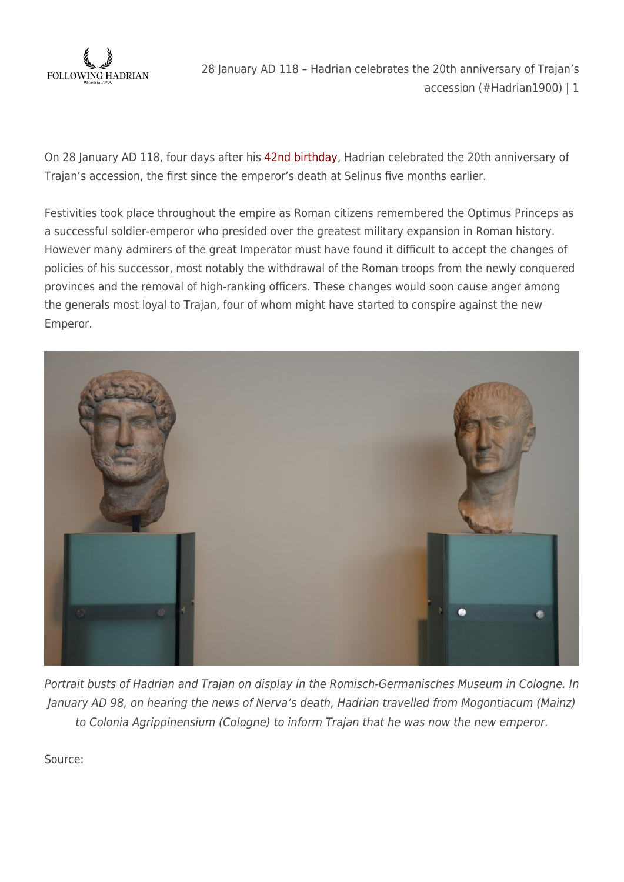On 28 January AD 118, four days after his 42nd birthday, Hadrian celebrated the 20th anniversary of Trajan's accession, the first since the emperor's death at Selinus five months earlier.

Festivities took place throughout the empire as Roman citizens remembered the Optimus Princeps as a successful soldier-emperor who presided over the greatest military expansion in Roman history. However many admirers of the great Imperator must have found it difficult to accept the changes of policies of his successor, most notably the withdrawal of the Roman troops from the newly conquered provinces and the removal of high-ranking officers. These changes would soon cause anger among the generals most loyal to Trajan, four of whom might have started to conspire against the new Emperor.

*Portrait busts of Hadrian and Trajan on display in the Romisch-Germanisches Museum in Cologne. In January AD 98, on hearing the news of Nerva's death, Hadrian travelled from Mogontiacum (Mainz) to Colonia Agrippinensium (Cologne) to inform Trajan that he was now the new emperor.*

Source: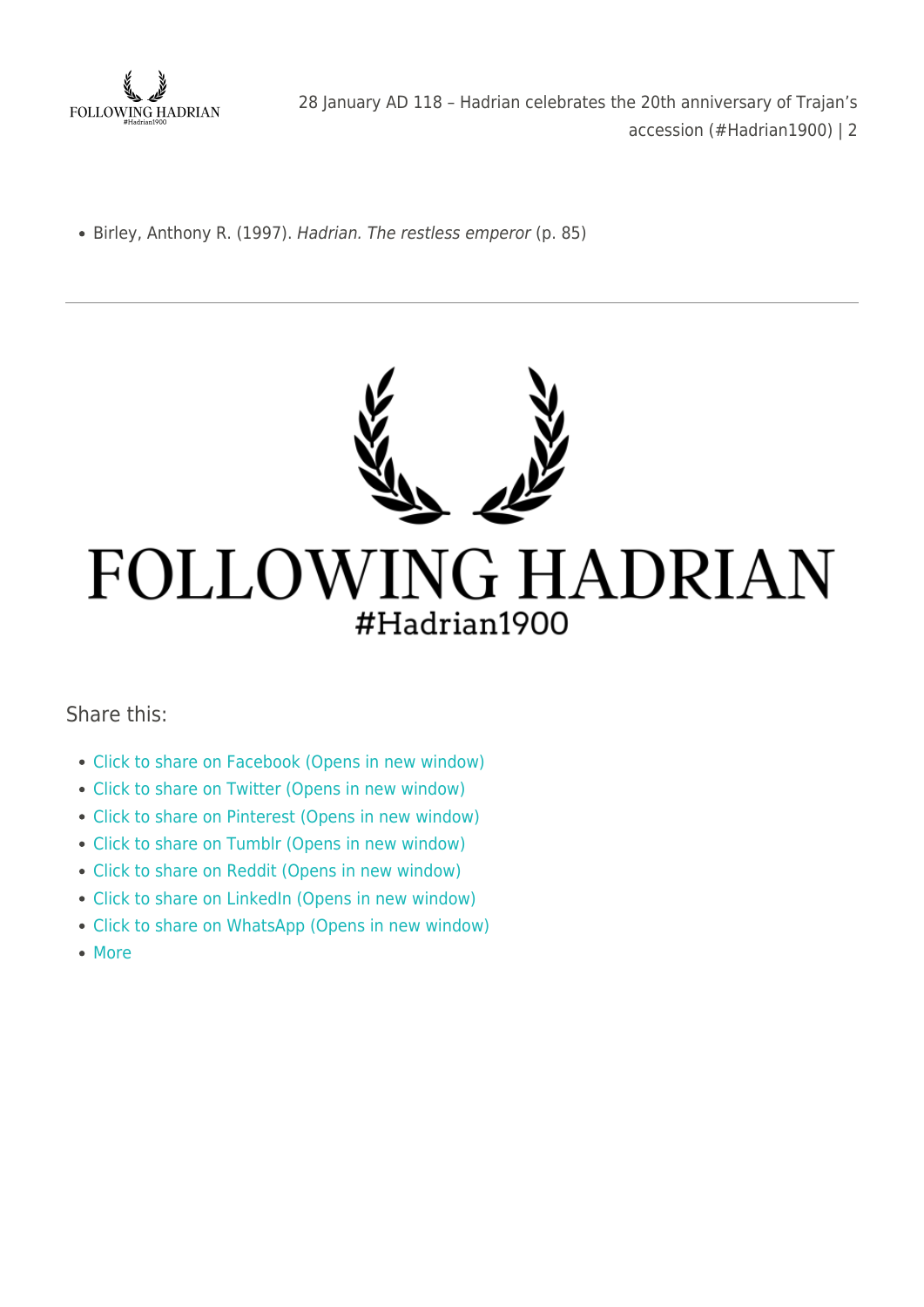- Birley, Anthony R. (1997). *Hadrian. The restless emperor* (p. 85)

---

FOLLOWING HADRIAN
#Hadrian1900

Share this:

- Click to share on Facebook (Opens in new window)
- Click to share on Twitter (Opens in new window)
- Click to share on Pinterest (Opens in new window)
- Click to share on Tumblr (Opens in new window)
- Click to share on Reddit (Opens in new window)
- Click to share on LinkedIn (Opens in new window)
- Click to share on WhatsApp (Opens in new window)
- More